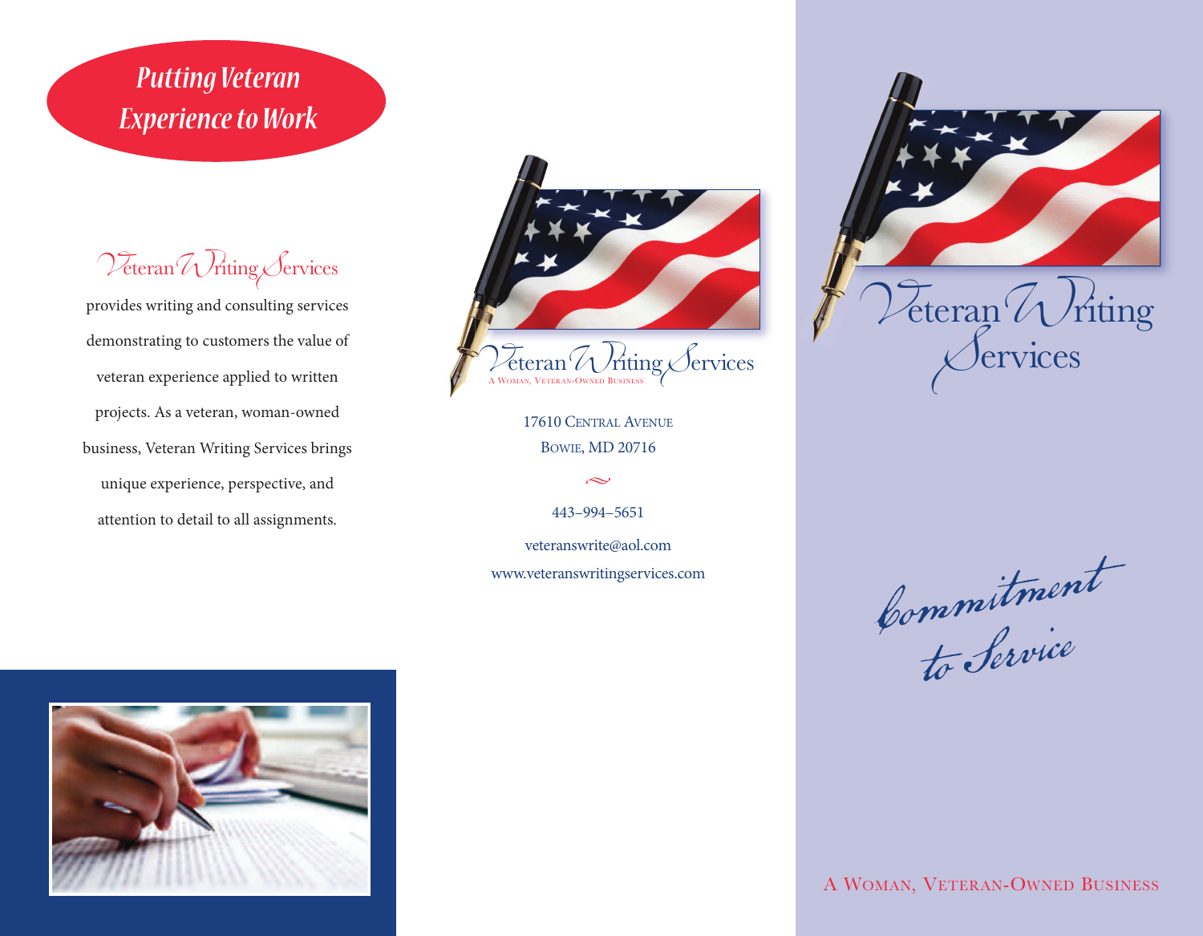## Putting Veteran Experience to Work

Veteran Writing Services provides writing and consulting services demonstrating to customers the value of veteran experience applied to written projects. As a veteran, woman-owned business, Veteran Writing Services brings unique experience, perspective, and attention to detail to all assignments.

Veteran Writing Services

A Woman, Veteran-Owned Business

17610 Central Avenue
Bowie, MD 20716

443–994–5651

veteranswrite@aol.com

www.veteranswritingservices.com

# Veteran Writing Services

*Commitment to Service*

A Woman, Veteran-Owned Business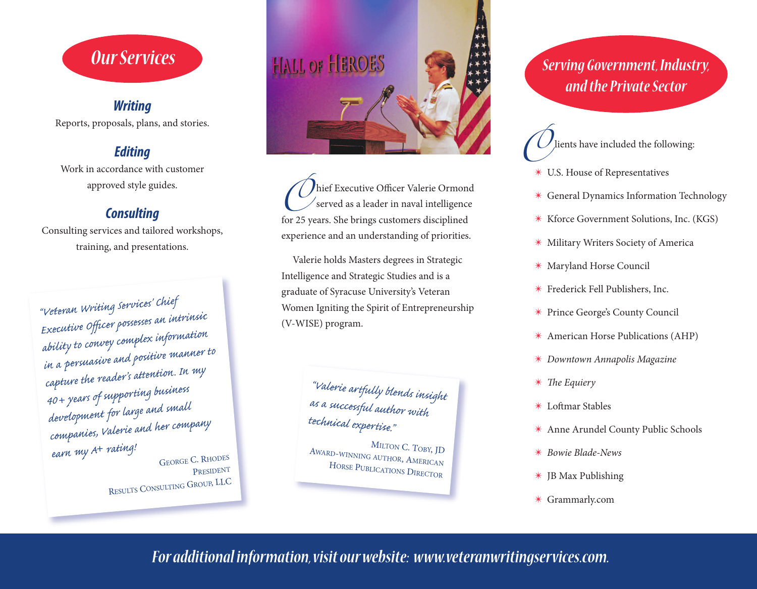## Our Services

### Writing

Reports, proposals, plans, and stories.

### Editing

Work in accordance with customer approved style guides.

### Consulting

Consulting services and tailored workshops, training, and presentations.

*"Veteran Writing Services' Chief Executive Officer possesses an intrinsic ability to convey complex information in a persuasive and positive manner to capture the reader's attention. In my 40+ years of supporting business development for large and small companies, Valerie and her company earn my A+ rating!*

George C. Rhodes
President
Results Consulting Group, LLC

Chief Executive Officer Valerie Ormond served as a leader in naval intelligence for 25 years. She brings customers disciplined experience and an understanding of priorities.

Valerie holds Masters degrees in Strategic Intelligence and Strategic Studies and is a graduate of Syracuse University's Veteran Women Igniting the Spirit of Entrepreneurship (V-WISE) program.

*"Valerie artfully blends insight as a successful author with technical expertise."*

Milton C. Toby, JD
Award-winning author, American Horse Publications Director

## Serving Government, Industry, and the Private Sector

Clients have included the following:

- U.S. House of Representatives
- General Dynamics Information Technology
- Kforce Government Solutions, Inc. (KGS)
- Military Writers Society of America
- Maryland Horse Council
- Frederick Fell Publishers, Inc.
- Prince George's County Council
- American Horse Publications (AHP)
- *Downtown Annapolis Magazine*
- *The Equiery*
- Loftmar Stables
- Anne Arundel County Public Schools
- *Bowie Blade-News*
- JB Max Publishing
- Grammarly.com

*For additional information, visit our website: www.veteranwritingservices.com.*